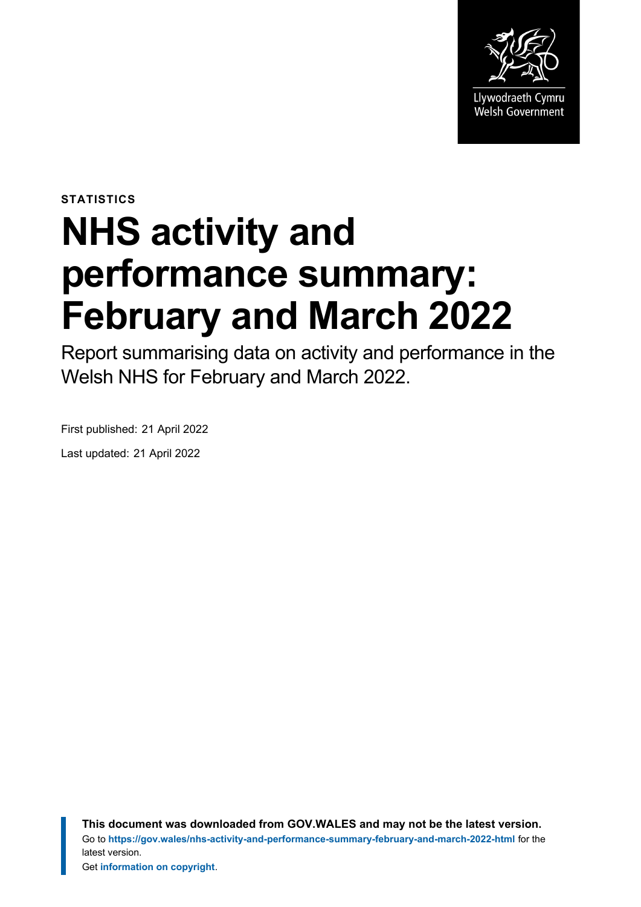Llywodraeth Cymru
Welsh Government

STATISTICS

# NHS activity and performance summary: February and March 2022

Report summarising data on activity and performance in the Welsh NHS for February and March 2022.

First published: 21 April 2022

Last updated: 21 April 2022

**This document was downloaded from GOV.WALES and may not be the latest version.**
Go to **https://gov.wales/nhs-activity-and-performance-summary-february-and-march-2022-html** for the latest version.
Get **information on copyright**.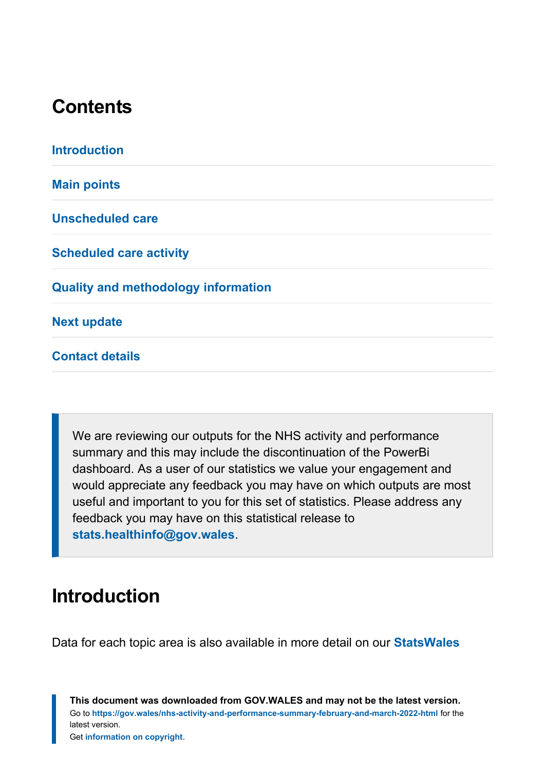## Contents

Introduction

Main points

Unscheduled care

Scheduled care activity

Quality and methodology information

Next update

Contact details

We are reviewing our outputs for the NHS activity and performance summary and this may include the discontinuation of the PowerBi dashboard. As a user of our statistics we value your engagement and would appreciate any feedback you may have on which outputs are most useful and important to you for this set of statistics. Please address any feedback you may have on this statistical release to **stats.healthinfo@gov.wales**.

## Introduction

Data for each topic area is also available in more detail on our **StatsWales**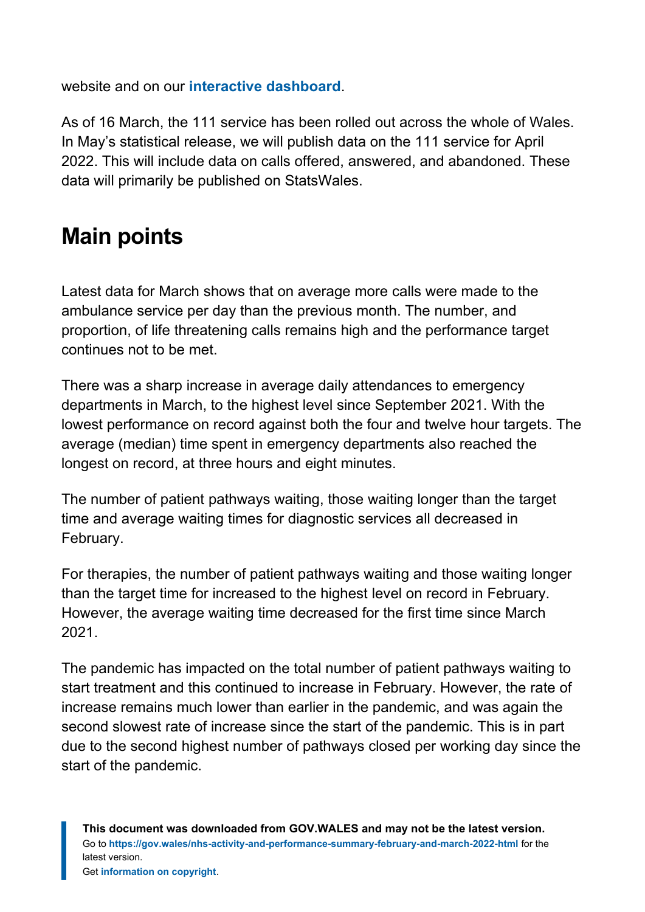website and on our **interactive dashboard**.

As of 16 March, the 111 service has been rolled out across the whole of Wales. In May's statistical release, we will publish data on the 111 service for April 2022. This will include data on calls offered, answered, and abandoned. These data will primarily be published on StatsWales.

## Main points

Latest data for March shows that on average more calls were made to the ambulance service per day than the previous month. The number, and proportion, of life threatening calls remains high and the performance target continues not to be met.

There was a sharp increase in average daily attendances to emergency departments in March, to the highest level since September 2021. With the lowest performance on record against both the four and twelve hour targets. The average (median) time spent in emergency departments also reached the longest on record, at three hours and eight minutes.

The number of patient pathways waiting, those waiting longer than the target time and average waiting times for diagnostic services all decreased in February.

For therapies, the number of patient pathways waiting and those waiting longer than the target time for increased to the highest level on record in February. However, the average waiting time decreased for the first time since March 2021.

The pandemic has impacted on the total number of patient pathways waiting to start treatment and this continued to increase in February. However, the rate of increase remains much lower than earlier in the pandemic, and was again the second slowest rate of increase since the start of the pandemic. This is in part due to the second highest number of pathways closed per working day since the start of the pandemic.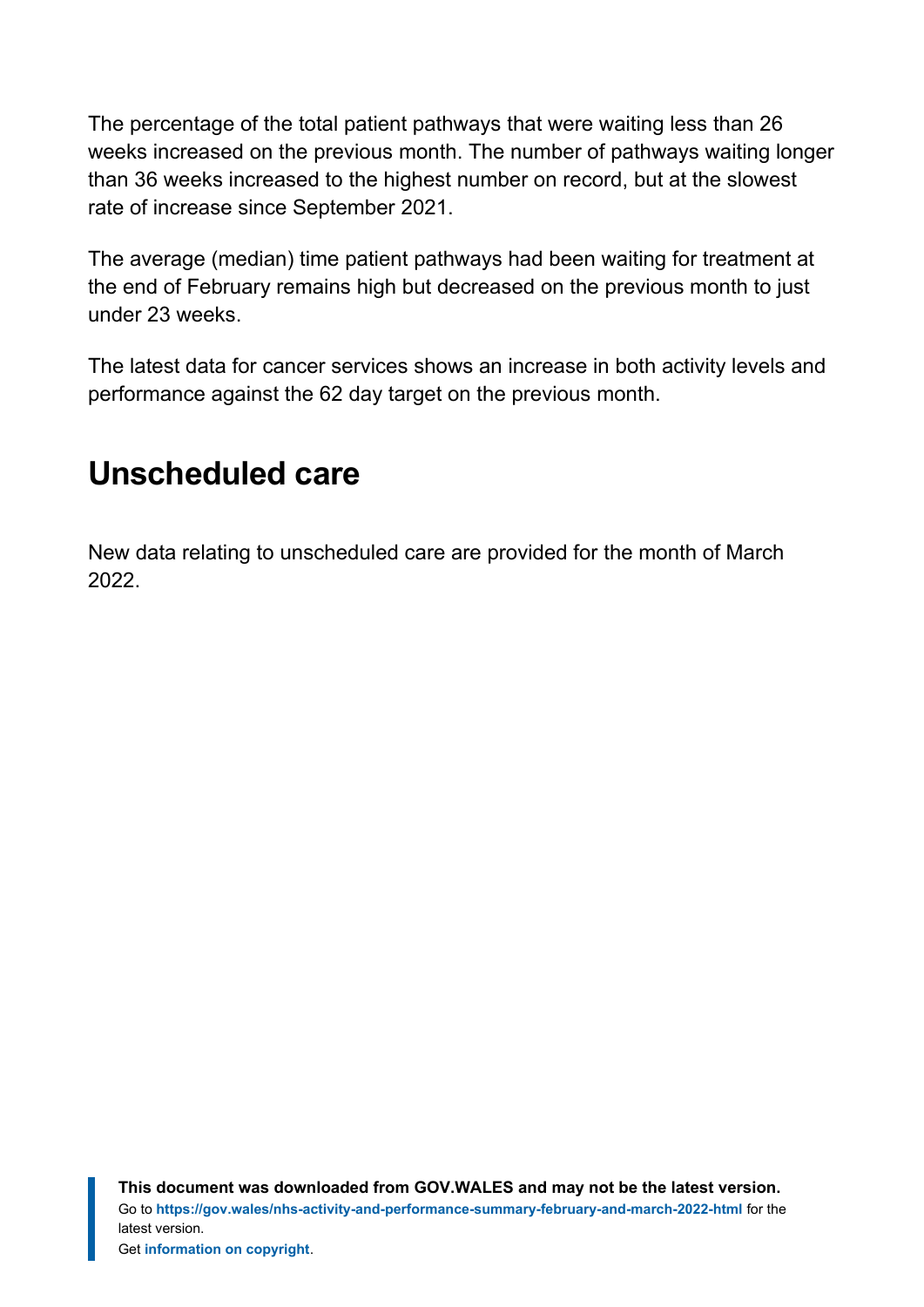The percentage of the total patient pathways that were waiting less than 26 weeks increased on the previous month. The number of pathways waiting longer than 36 weeks increased to the highest number on record, but at the slowest rate of increase since September 2021.

The average (median) time patient pathways had been waiting for treatment at the end of February remains high but decreased on the previous month to just under 23 weeks.

The latest data for cancer services shows an increase in both activity levels and performance against the 62 day target on the previous month.

## Unscheduled care

New data relating to unscheduled care are provided for the month of March 2022.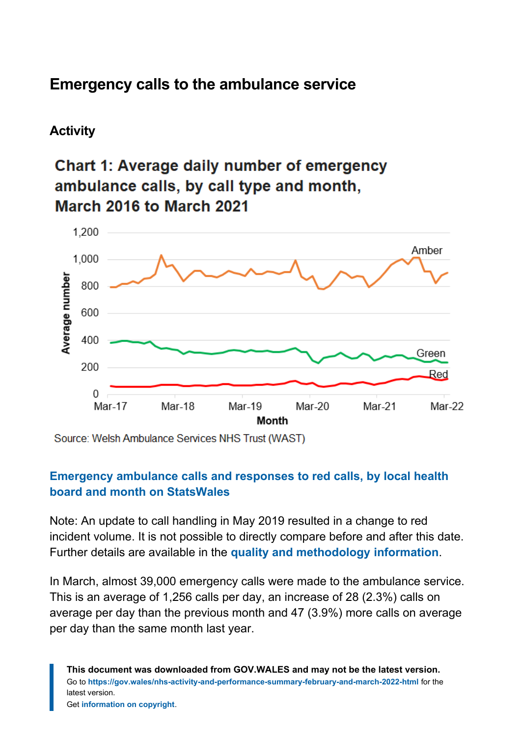## Emergency calls to the ambulance service

### Activity

**Chart 1: Average daily number of emergency ambulance calls, by call type and month, March 2016 to March 2021**

Source: Welsh Ambulance Services NHS Trust (WAST)

**Emergency ambulance calls and responses to red calls, by local health board and month on StatsWales**

Note: An update to call handling in May 2019 resulted in a change to red incident volume. It is not possible to directly compare before and after this date. Further details are available in the **quality and methodology information**.

In March, almost 39,000 emergency calls were made to the ambulance service. This is an average of 1,256 calls per day, an increase of 28 (2.3%) calls on average per day than the previous month and 47 (3.9%) more calls on average per day than the same month last year.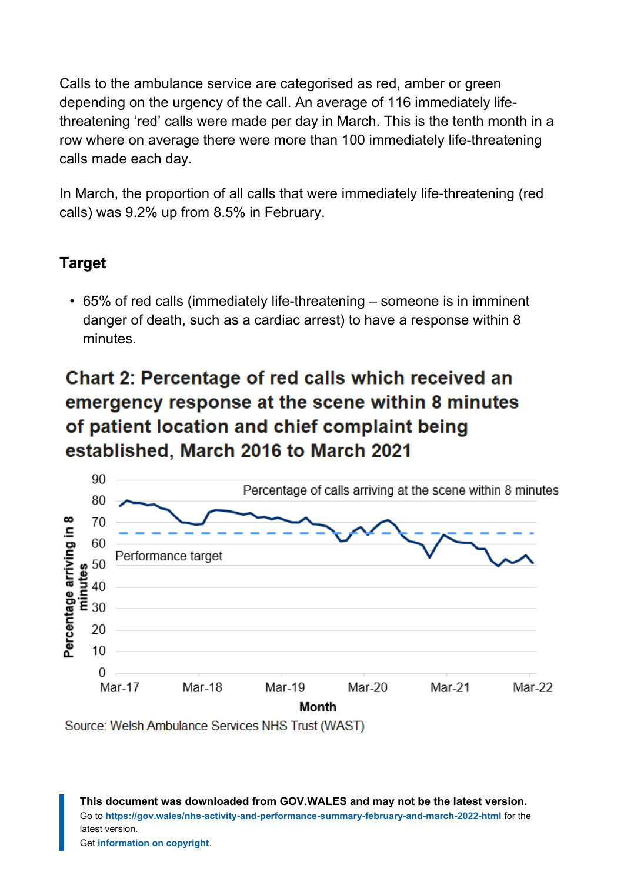Calls to the ambulance service are categorised as red, amber or green depending on the urgency of the call. An average of 116 immediately life-threatening 'red' calls were made per day in March. This is the tenth month in a row where on average there were more than 100 immediately life-threatening calls made each day.

In March, the proportion of all calls that were immediately life-threatening (red calls) was 9.2% up from 8.5% in February.

### Target

- 65% of red calls (immediately life-threatening – someone is in imminent danger of death, such as a cardiac arrest) to have a response within 8 minutes.

**Chart 2: Percentage of red calls which received an emergency response at the scene within 8 minutes of patient location and chief complaint being established, March 2016 to March 2021**

Source: Welsh Ambulance Services NHS Trust (WAST)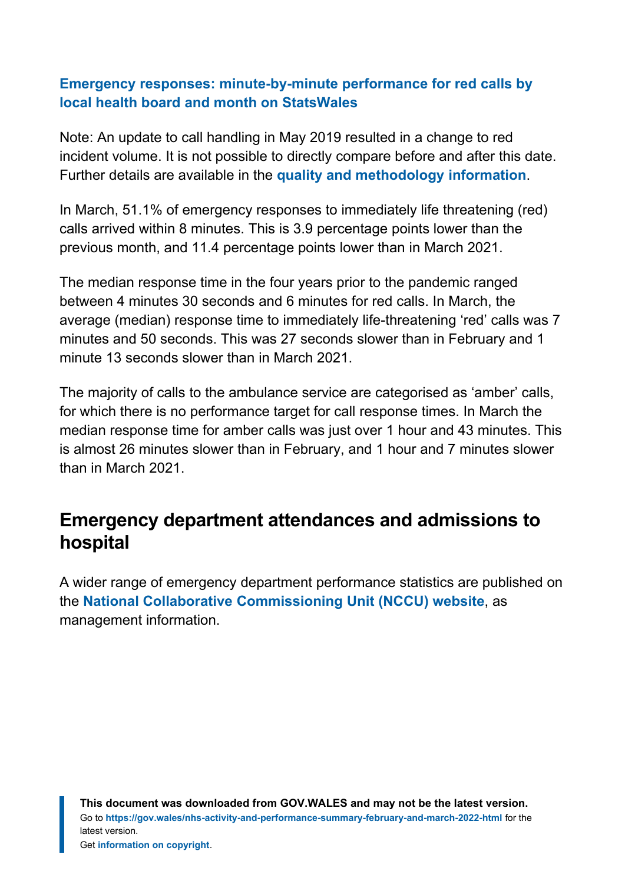**Emergency responses: minute-by-minute performance for red calls by local health board and month on StatsWales**

Note: An update to call handling in May 2019 resulted in a change to red incident volume. It is not possible to directly compare before and after this date. Further details are available in the **quality and methodology information**.

In March, 51.1% of emergency responses to immediately life threatening (red) calls arrived within 8 minutes. This is 3.9 percentage points lower than the previous month, and 11.4 percentage points lower than in March 2021.

The median response time in the four years prior to the pandemic ranged between 4 minutes 30 seconds and 6 minutes for red calls. In March, the average (median) response time to immediately life-threatening 'red' calls was 7 minutes and 50 seconds. This was 27 seconds slower than in February and 1 minute 13 seconds slower than in March 2021.

The majority of calls to the ambulance service are categorised as 'amber' calls, for which there is no performance target for call response times. In March the median response time for amber calls was just over 1 hour and 43 minutes. This is almost 26 minutes slower than in February, and 1 hour and 7 minutes slower than in March 2021.

## Emergency department attendances and admissions to hospital

A wider range of emergency department performance statistics are published on the **National Collaborative Commissioning Unit (NCCU) website**, as management information.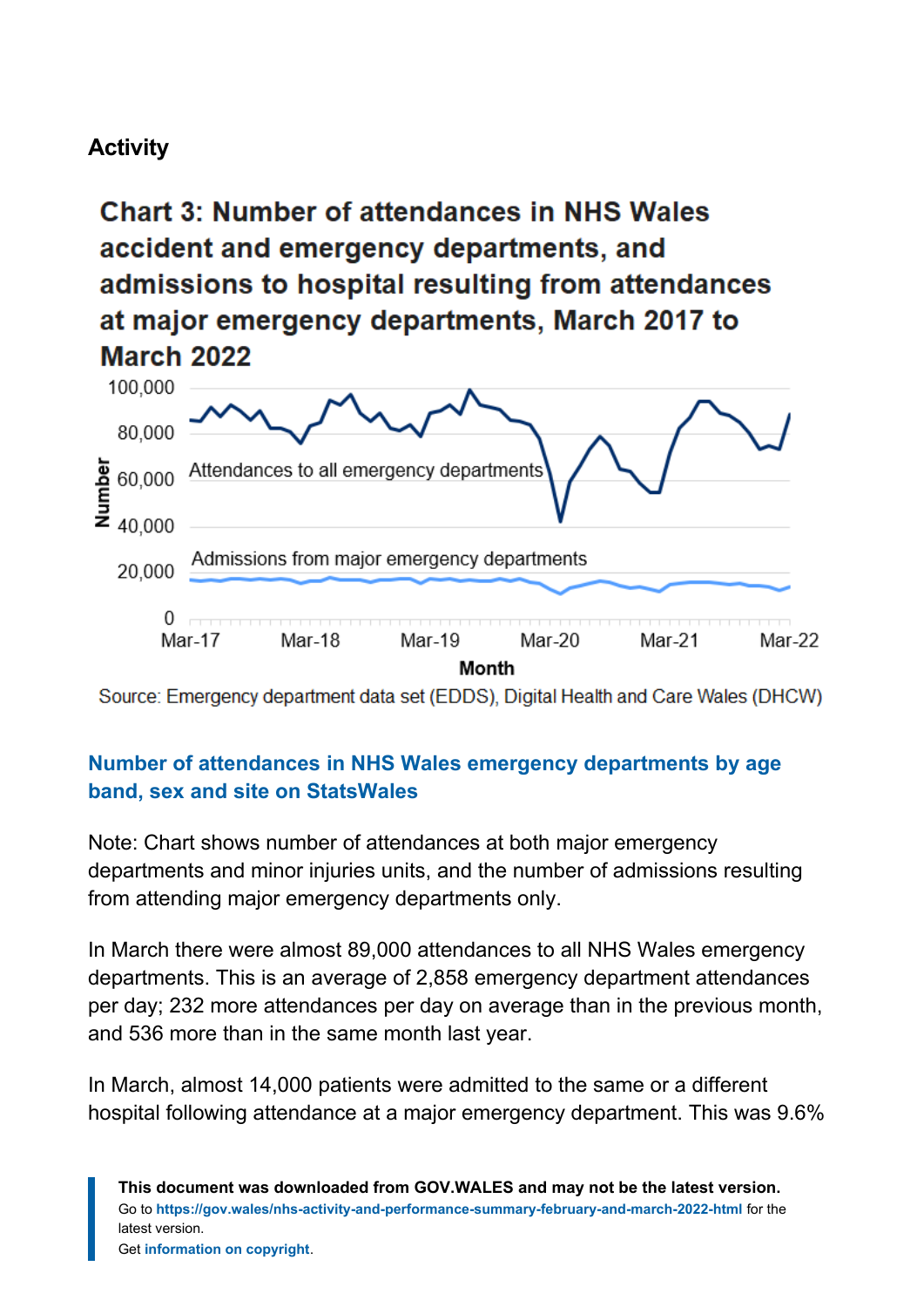## Activity

### Chart 3: Number of attendances in NHS Wales accident and emergency departments, and admissions to hospital resulting from attendances at major emergency departments, March 2017 to March 2022

Source: Emergency department data set (EDDS), Digital Health and Care Wales (DHCW)

**Number of attendances in NHS Wales emergency departments by age band, sex and site on StatsWales**

Note: Chart shows number of attendances at both major emergency departments and minor injuries units, and the number of admissions resulting from attending major emergency departments only.

In March there were almost 89,000 attendances to all NHS Wales emergency departments. This is an average of 2,858 emergency department attendances per day; 232 more attendances per day on average than in the previous month, and 536 more than in the same month last year.

In March, almost 14,000 patients were admitted to the same or a different hospital following attendance at a major emergency department. This was 9.6%

**This document was downloaded from GOV.WALES and may not be the latest version.**
Go to **https://gov.wales/nhs-activity-and-performance-summary-february-and-march-2022-html** for the latest version.
Get **information on copyright**.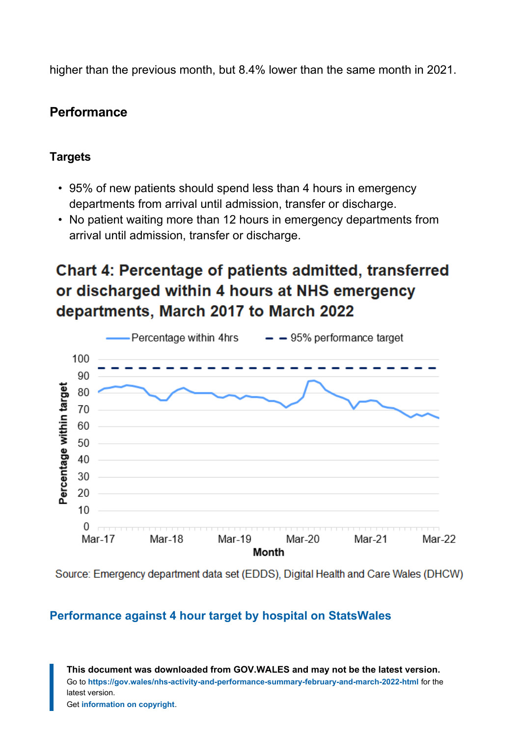higher than the previous month, but 8.4% lower than the same month in 2021.

## Performance

### Targets

- 95% of new patients should spend less than 4 hours in emergency departments from arrival until admission, transfer or discharge.
- No patient waiting more than 12 hours in emergency departments from arrival until admission, transfer or discharge.

### Chart 4: Percentage of patients admitted, transferred or discharged within 4 hours at NHS emergency departments, March 2017 to March 2022

Source: Emergency department data set (EDDS), Digital Health and Care Wales (DHCW)

**Performance against 4 hour target by hospital on StatsWales**

**This document was downloaded from GOV.WALES and may not be the latest version.**
Go to **https://gov.wales/nhs-activity-and-performance-summary-february-and-march-2022-html** for the latest version.
Get **information on copyright**.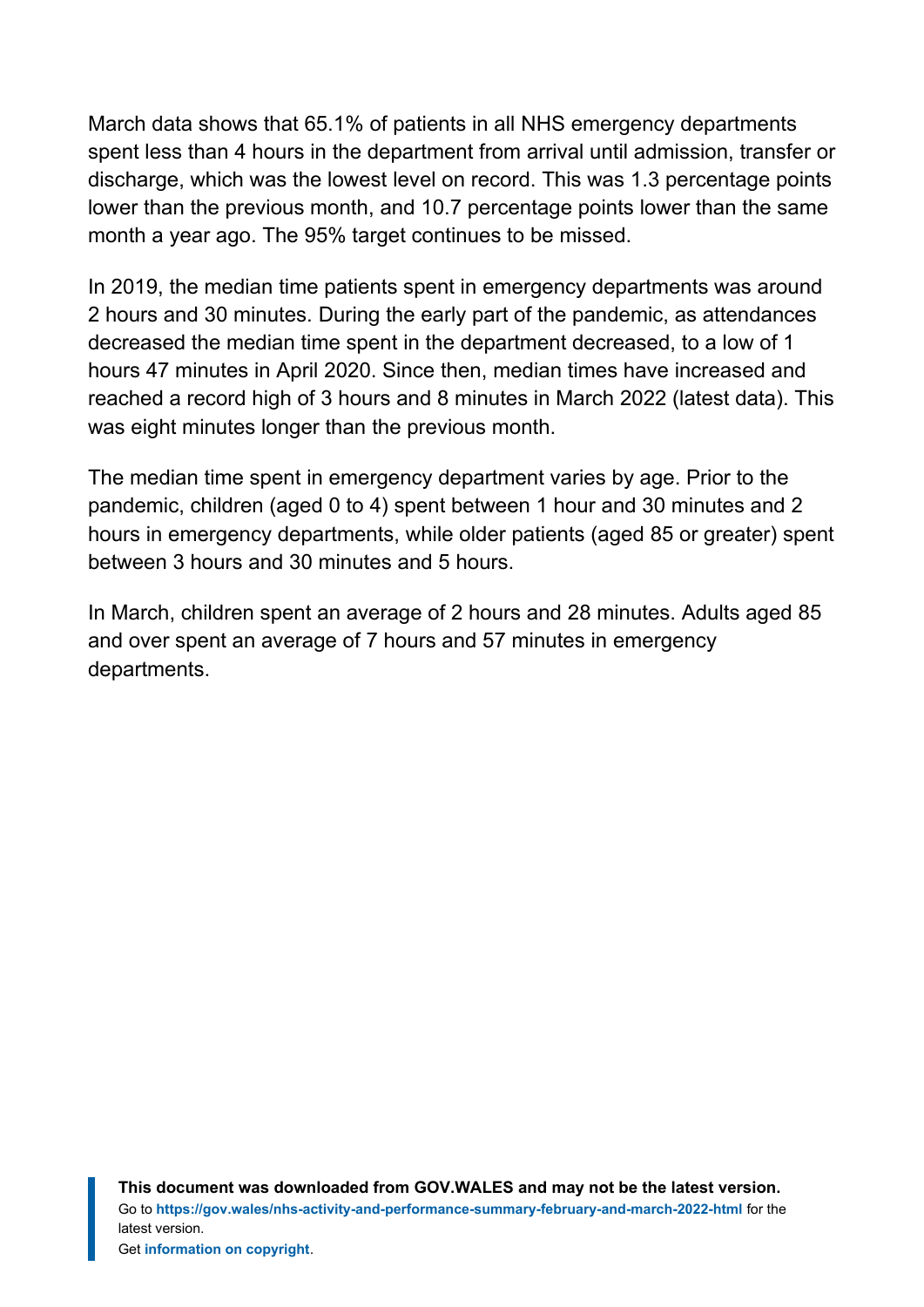March data shows that 65.1% of patients in all NHS emergency departments spent less than 4 hours in the department from arrival until admission, transfer or discharge, which was the lowest level on record. This was 1.3 percentage points lower than the previous month, and 10.7 percentage points lower than the same month a year ago. The 95% target continues to be missed.

In 2019, the median time patients spent in emergency departments was around 2 hours and 30 minutes. During the early part of the pandemic, as attendances decreased the median time spent in the department decreased, to a low of 1 hours 47 minutes in April 2020. Since then, median times have increased and reached a record high of 3 hours and 8 minutes in March 2022 (latest data). This was eight minutes longer than the previous month.

The median time spent in emergency department varies by age. Prior to the pandemic, children (aged 0 to 4) spent between 1 hour and 30 minutes and 2 hours in emergency departments, while older patients (aged 85 or greater) spent between 3 hours and 30 minutes and 5 hours.

In March, children spent an average of 2 hours and 28 minutes. Adults aged 85 and over spent an average of 7 hours and 57 minutes in emergency departments.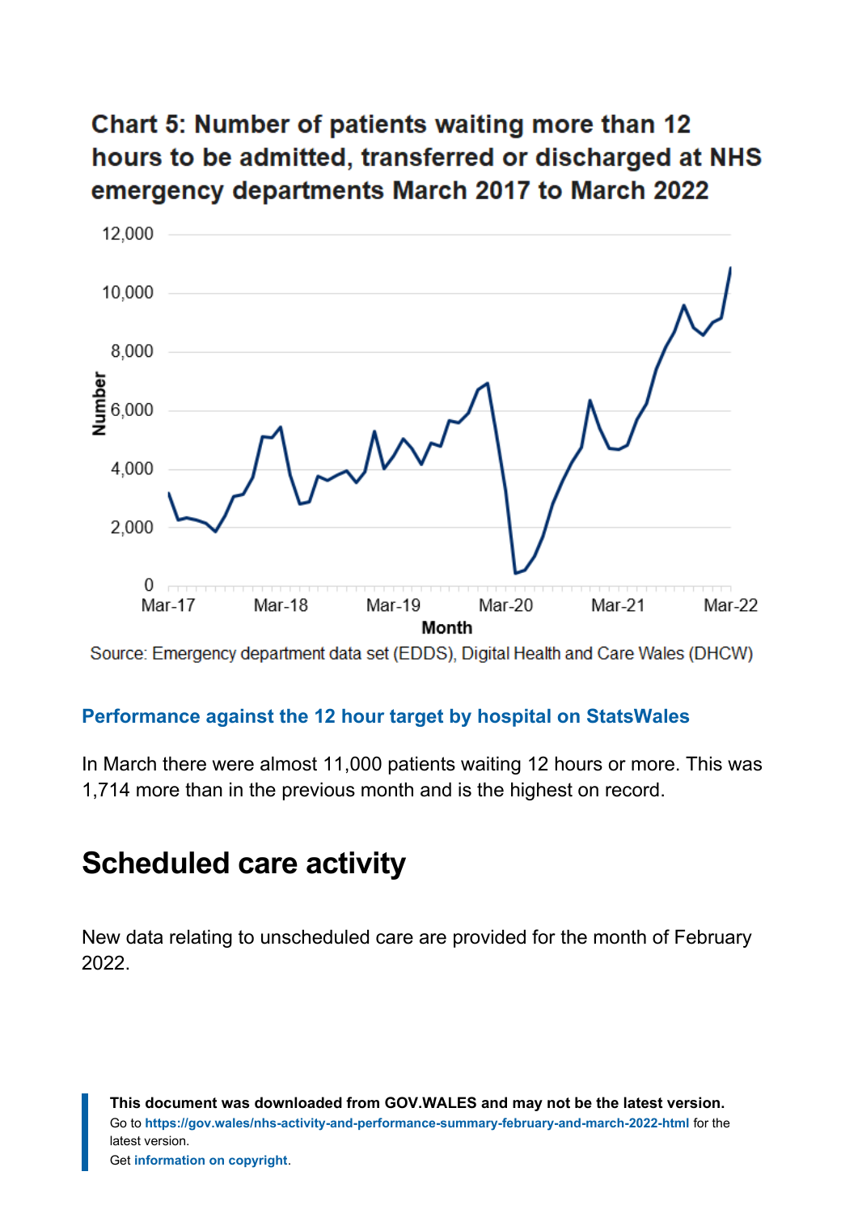### Chart 5: Number of patients waiting more than 12 hours to be admitted, transferred or discharged at NHS emergency departments March 2017 to March 2022

Source: Emergency department data set (EDDS), Digital Health and Care Wales (DHCW)

Performance against the 12 hour target by hospital on StatsWales

In March there were almost 11,000 patients waiting 12 hours or more. This was 1,714 more than in the previous month and is the highest on record.

## Scheduled care activity

New data relating to unscheduled care are provided for the month of February 2022.

**This document was downloaded from GOV.WALES and may not be the latest version.**
Go to **https://gov.wales/nhs-activity-and-performance-summary-february-and-march-2022-html** for the latest version.
Get **information on copyright**.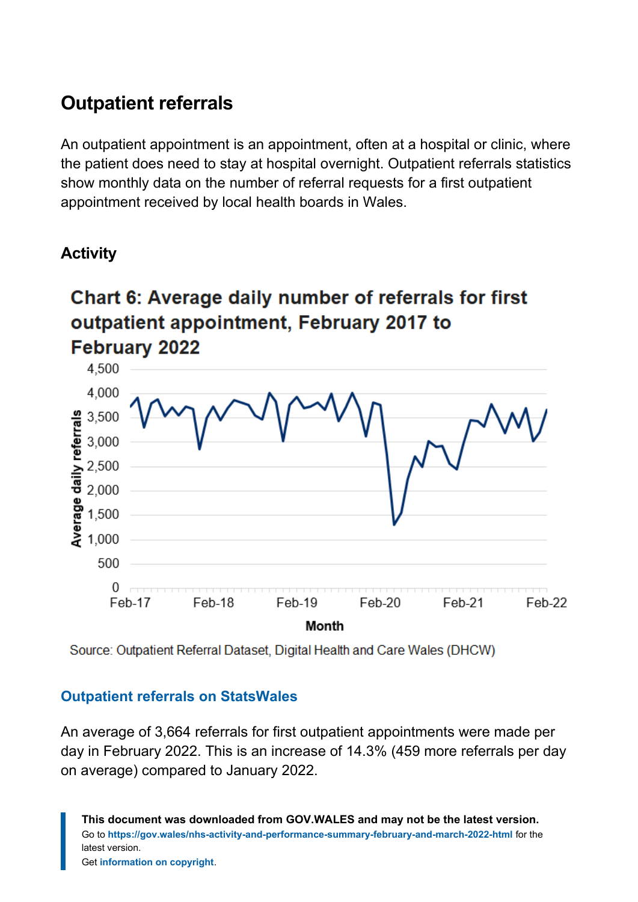## Outpatient referrals

An outpatient appointment is an appointment, often at a hospital or clinic, where the patient does need to stay at hospital overnight. Outpatient referrals statistics show monthly data on the number of referral requests for a first outpatient appointment received by local health boards in Wales.

### Activity

**Chart 6: Average daily number of referrals for first outpatient appointment, February 2017 to February 2022**

Source: Outpatient Referral Dataset, Digital Health and Care Wales (DHCW)

**Outpatient referrals on StatsWales**

An average of 3,664 referrals for first outpatient appointments were made per day in February 2022. This is an increase of 14.3% (459 more referrals per day on average) compared to January 2022.

**This document was downloaded from GOV.WALES and may not be the latest version.**
Go to **https://gov.wales/nhs-activity-and-performance-summary-february-and-march-2022-html** for the latest version.
Get **information on copyright**.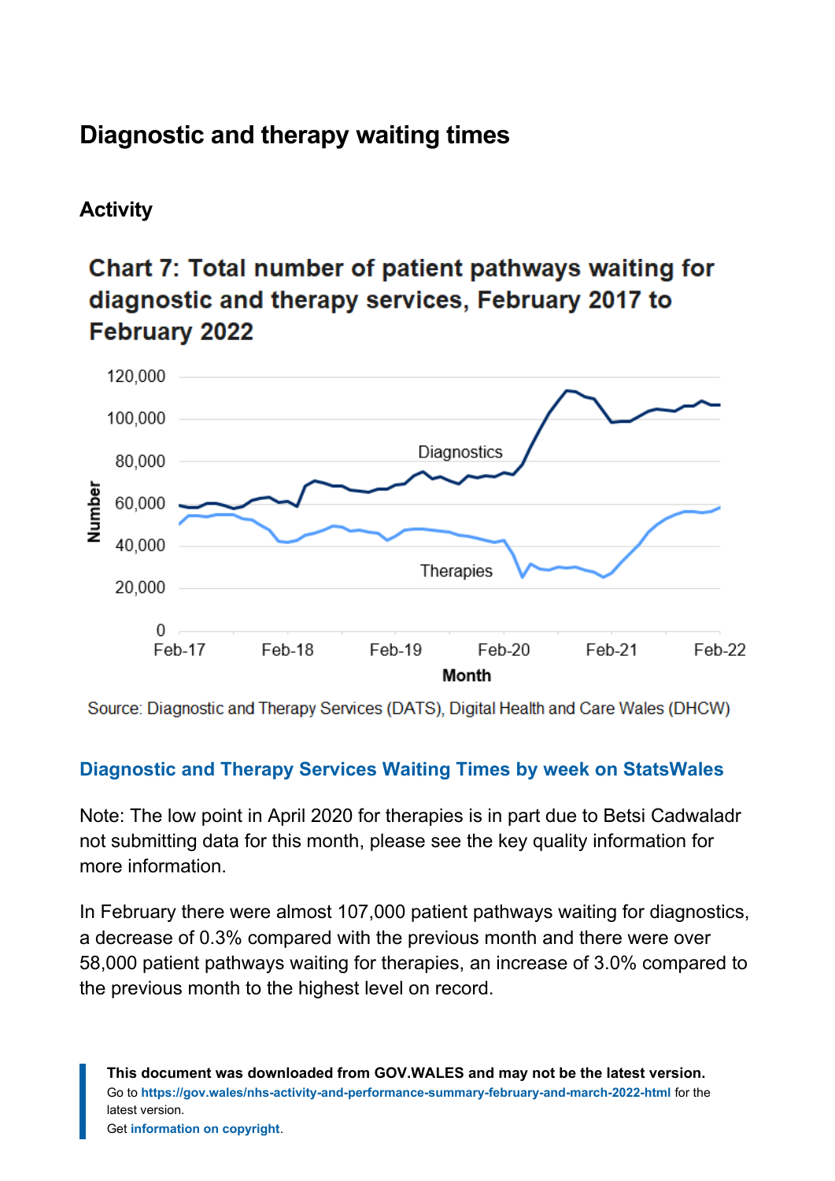## Diagnostic and therapy waiting times

### Activity

**Chart 7: Total number of patient pathways waiting for diagnostic and therapy services, February 2017 to February 2022**

Source: Diagnostic and Therapy Services (DATS), Digital Health and Care Wales (DHCW)

[Diagnostic and Therapy Services Waiting Times by week on StatsWales]

Note: The low point in April 2020 for therapies is in part due to Betsi Cadwaladr not submitting data for this month, please see the key quality information for more information.

In February there were almost 107,000 patient pathways waiting for diagnostics, a decrease of 0.3% compared with the previous month and there were over 58,000 patient pathways waiting for therapies, an increase of 3.0% compared to the previous month to the highest level on record.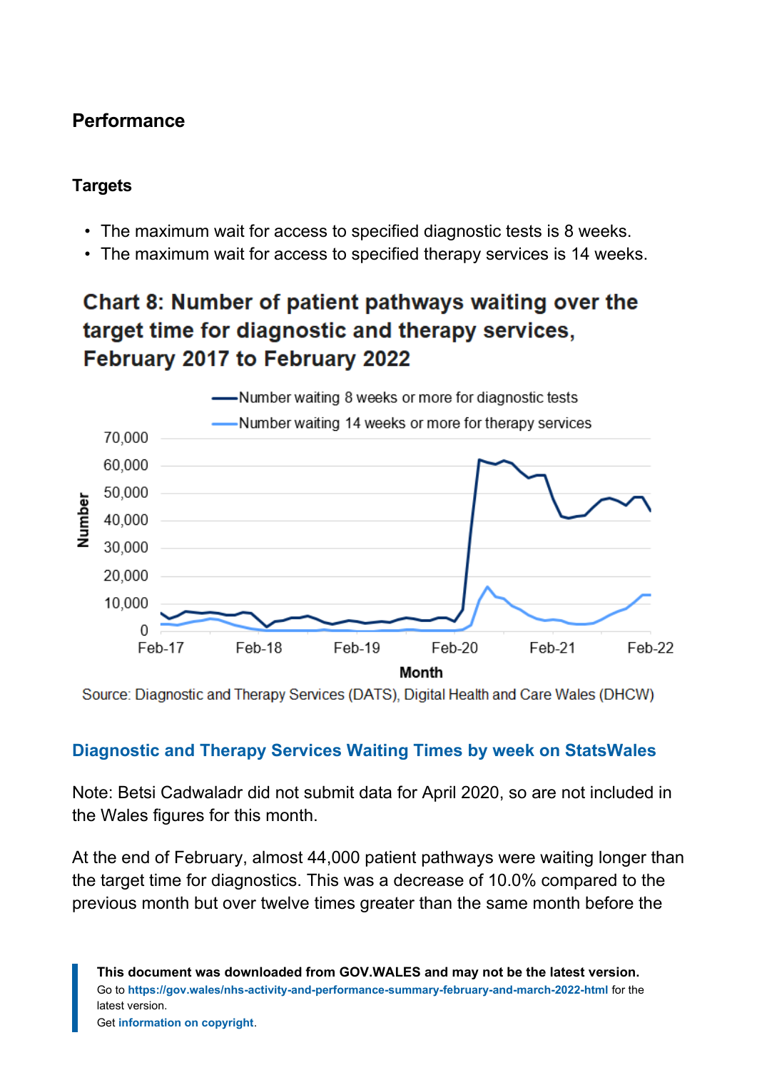## Performance

### Targets

- The maximum wait for access to specified diagnostic tests is 8 weeks.
- The maximum wait for access to specified therapy services is 14 weeks.

**Chart 8: Number of patient pathways waiting over the target time for diagnostic and therapy services, February 2017 to February 2022**

Source: Diagnostic and Therapy Services (DATS), Digital Health and Care Wales (DHCW)

[Diagnostic and Therapy Services Waiting Times by week on StatsWales]

Note: Betsi Cadwaladr did not submit data for April 2020, so are not included in the Wales figures for this month.

At the end of February, almost 44,000 patient pathways were waiting longer than the target time for diagnostics. This was a decrease of 10.0% compared to the previous month but over twelve times greater than the same month before the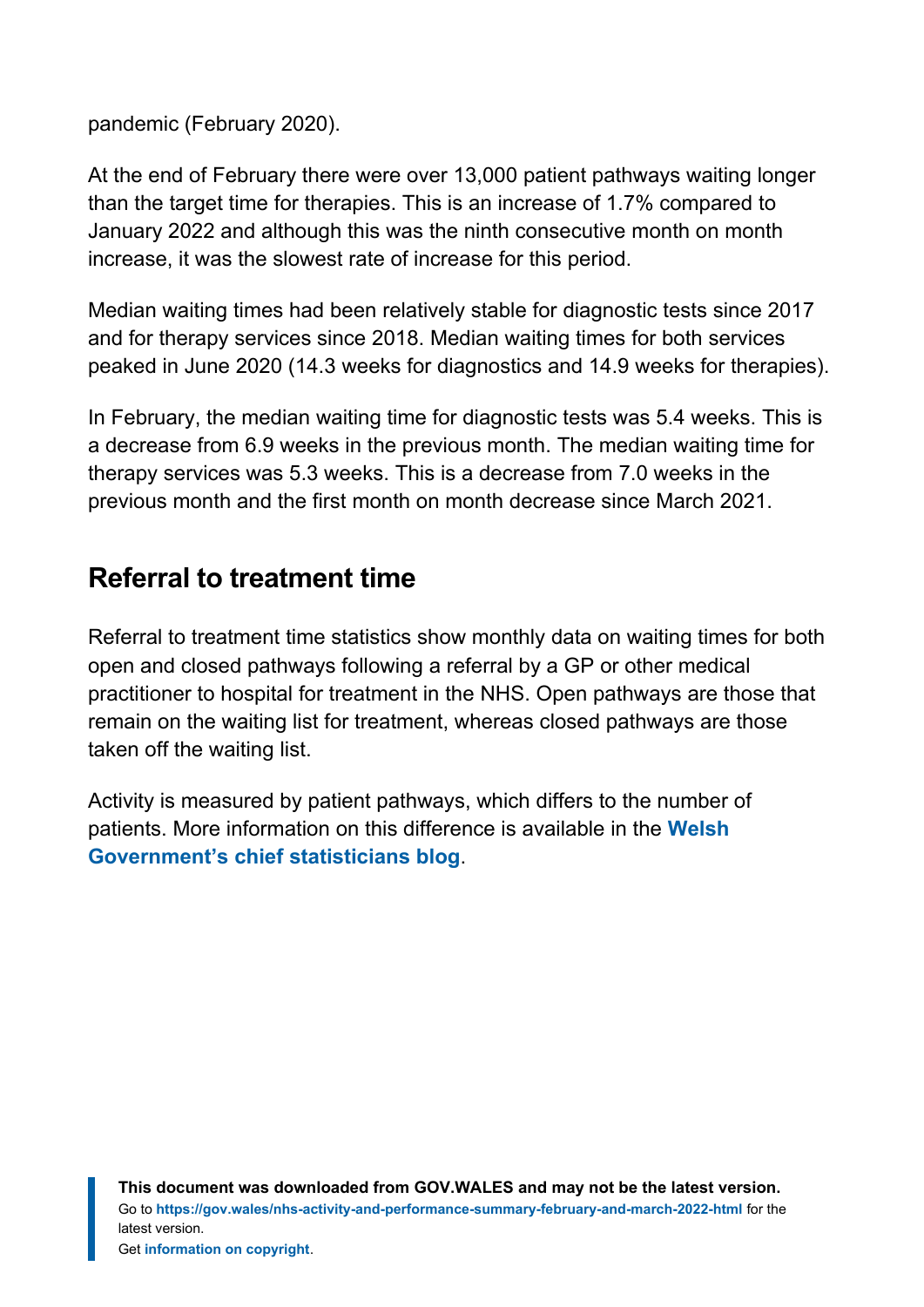pandemic (February 2020).

At the end of February there were over 13,000 patient pathways waiting longer than the target time for therapies. This is an increase of 1.7% compared to January 2022 and although this was the ninth consecutive month on month increase, it was the slowest rate of increase for this period.

Median waiting times had been relatively stable for diagnostic tests since 2017 and for therapy services since 2018. Median waiting times for both services peaked in June 2020 (14.3 weeks for diagnostics and 14.9 weeks for therapies).

In February, the median waiting time for diagnostic tests was 5.4 weeks. This is a decrease from 6.9 weeks in the previous month. The median waiting time for therapy services was 5.3 weeks. This is a decrease from 7.0 weeks in the previous month and the first month on month decrease since March 2021.

## Referral to treatment time

Referral to treatment time statistics show monthly data on waiting times for both open and closed pathways following a referral by a GP or other medical practitioner to hospital for treatment in the NHS. Open pathways are those that remain on the waiting list for treatment, whereas closed pathways are those taken off the waiting list.

Activity is measured by patient pathways, which differs to the number of patients. More information on this difference is available in the **Welsh Government's chief statisticians blog**.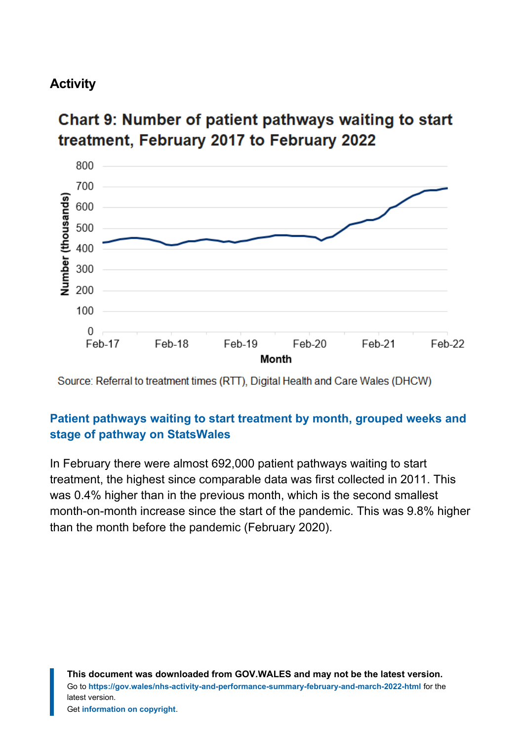## Activity

### Chart 9: Number of patient pathways waiting to start treatment, February 2017 to February 2022

Source: Referral to treatment times (RTT), Digital Health and Care Wales (DHCW)

**Patient pathways waiting to start treatment by month, grouped weeks and stage of pathway on StatsWales**

In February there were almost 692,000 patient pathways waiting to start treatment, the highest since comparable data was first collected in 2011. This was 0.4% higher than in the previous month, which is the second smallest month-on-month increase since the start of the pandemic. This was 9.8% higher than the month before the pandemic (February 2020).

**This document was downloaded from GOV.WALES and may not be the latest version.**
Go to **https://gov.wales/nhs-activity-and-performance-summary-february-and-march-2022-html** for the latest version.
Get **information on copyright**.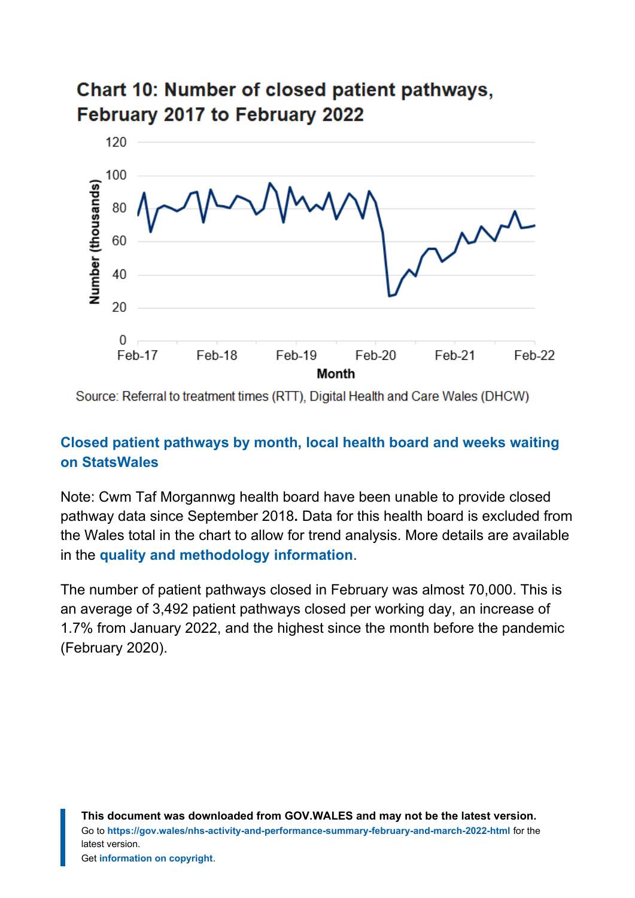## Chart 10: Number of closed patient pathways, February 2017 to February 2022

Source: Referral to treatment times (RTT), Digital Health and Care Wales (DHCW)

**Closed patient pathways by month, local health board and weeks waiting on StatsWales**

Note: Cwm Taf Morgannwg health board have been unable to provide closed pathway data since September 2018**.** Data for this health board is excluded from the Wales total in the chart to allow for trend analysis. More details are available in the **quality and methodology information**.

The number of patient pathways closed in February was almost 70,000. This is an average of 3,492 patient pathways closed per working day, an increase of 1.7% from January 2022, and the highest since the month before the pandemic (February 2020).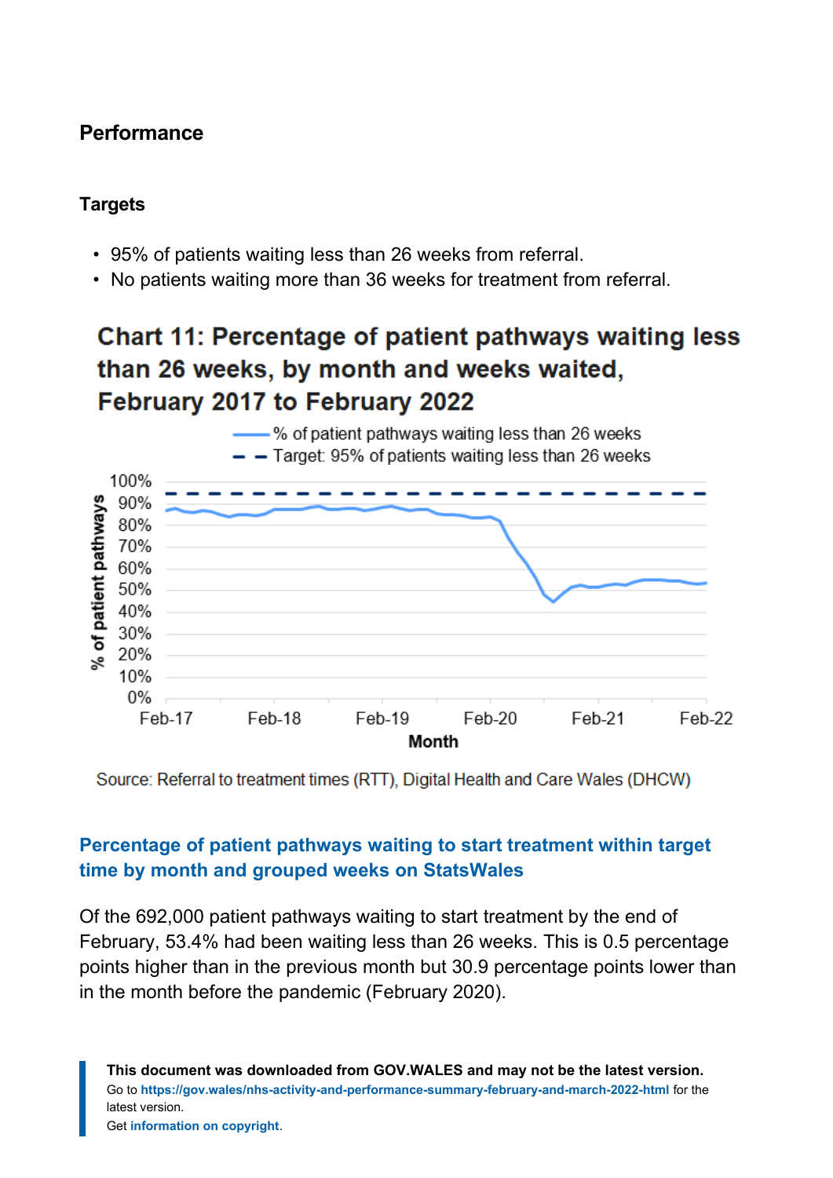## Performance

### Targets

- 95% of patients waiting less than 26 weeks from referral.
- No patients waiting more than 36 weeks for treatment from referral.

**Chart 11: Percentage of patient pathways waiting less than 26 weeks, by month and weeks waited, February 2017 to February 2022**

Source: Referral to treatment times (RTT), Digital Health and Care Wales (DHCW)

[Percentage of patient pathways waiting to start treatment within target time by month and grouped weeks on StatsWales]

Of the 692,000 patient pathways waiting to start treatment by the end of February, 53.4% had been waiting less than 26 weeks. This is 0.5 percentage points higher than in the previous month but 30.9 percentage points lower than in the month before the pandemic (February 2020).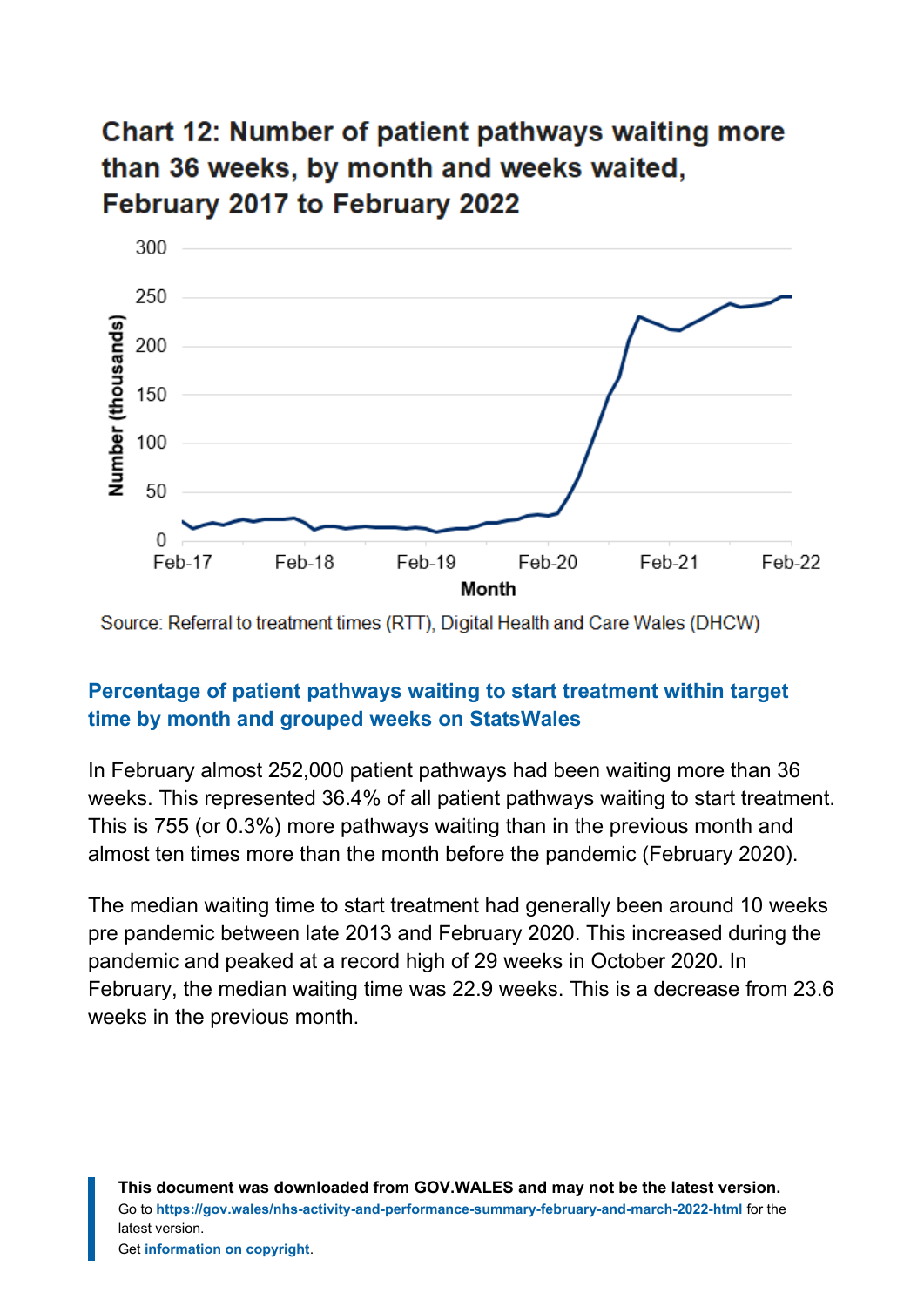## Chart 12: Number of patient pathways waiting more than 36 weeks, by month and weeks waited, February 2017 to February 2022

Source: Referral to treatment times (RTT), Digital Health and Care Wales (DHCW)

### Percentage of patient pathways waiting to start treatment within target time by month and grouped weeks on StatsWales

In February almost 252,000 patient pathways had been waiting more than 36 weeks. This represented 36.4% of all patient pathways waiting to start treatment. This is 755 (or 0.3%) more pathways waiting than in the previous month and almost ten times more than the month before the pandemic (February 2020).

The median waiting time to start treatment had generally been around 10 weeks pre pandemic between late 2013 and February 2020. This increased during the pandemic and peaked at a record high of 29 weeks in October 2020. In February, the median waiting time was 22.9 weeks. This is a decrease from 23.6 weeks in the previous month.

**This document was downloaded from GOV.WALES and may not be the latest version.**
Go to **https://gov.wales/nhs-activity-and-performance-summary-february-and-march-2022-html** for the latest version.
Get **information on copyright**.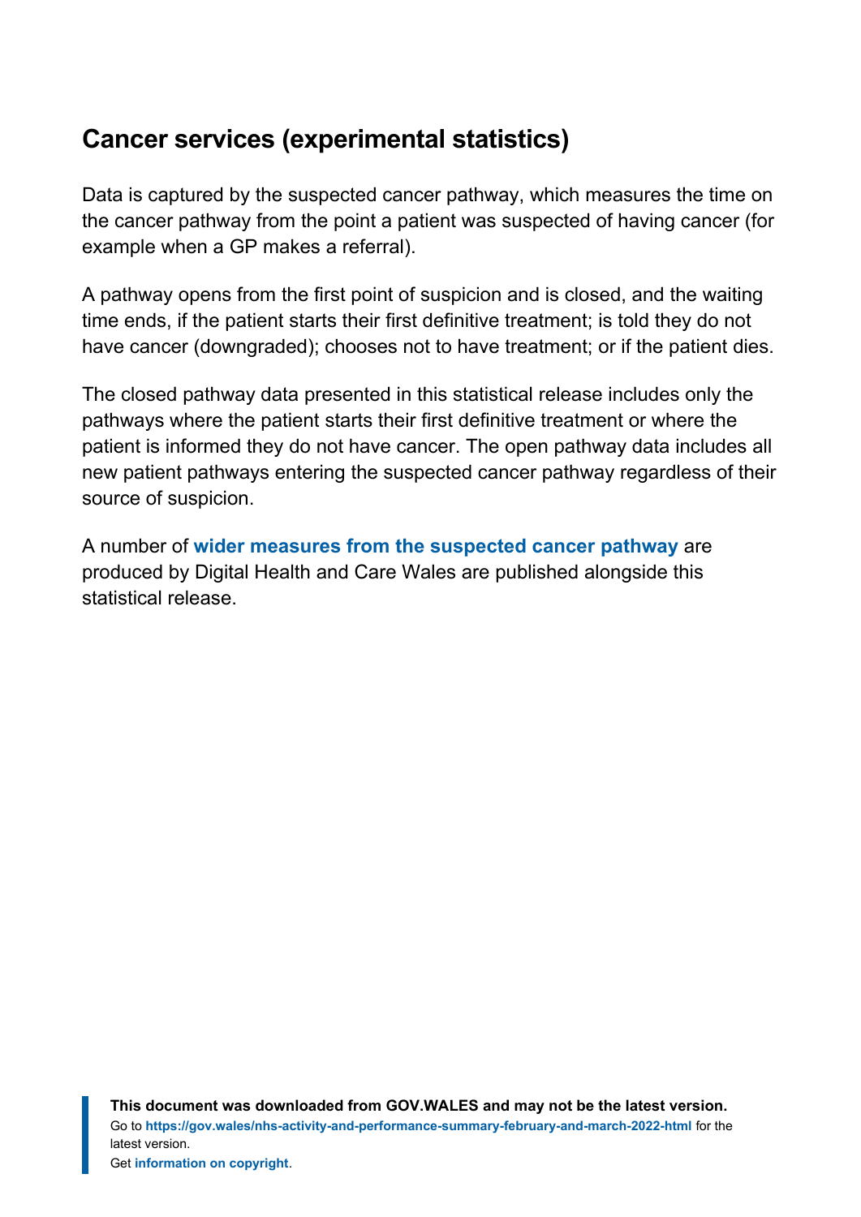## Cancer services (experimental statistics)

Data is captured by the suspected cancer pathway, which measures the time on the cancer pathway from the point a patient was suspected of having cancer (for example when a GP makes a referral).

A pathway opens from the first point of suspicion and is closed, and the waiting time ends, if the patient starts their first definitive treatment; is told they do not have cancer (downgraded); chooses not to have treatment; or if the patient dies.

The closed pathway data presented in this statistical release includes only the pathways where the patient starts their first definitive treatment or where the patient is informed they do not have cancer. The open pathway data includes all new patient pathways entering the suspected cancer pathway regardless of their source of suspicion.

A number of **wider measures from the suspected cancer pathway** are produced by Digital Health and Care Wales are published alongside this statistical release.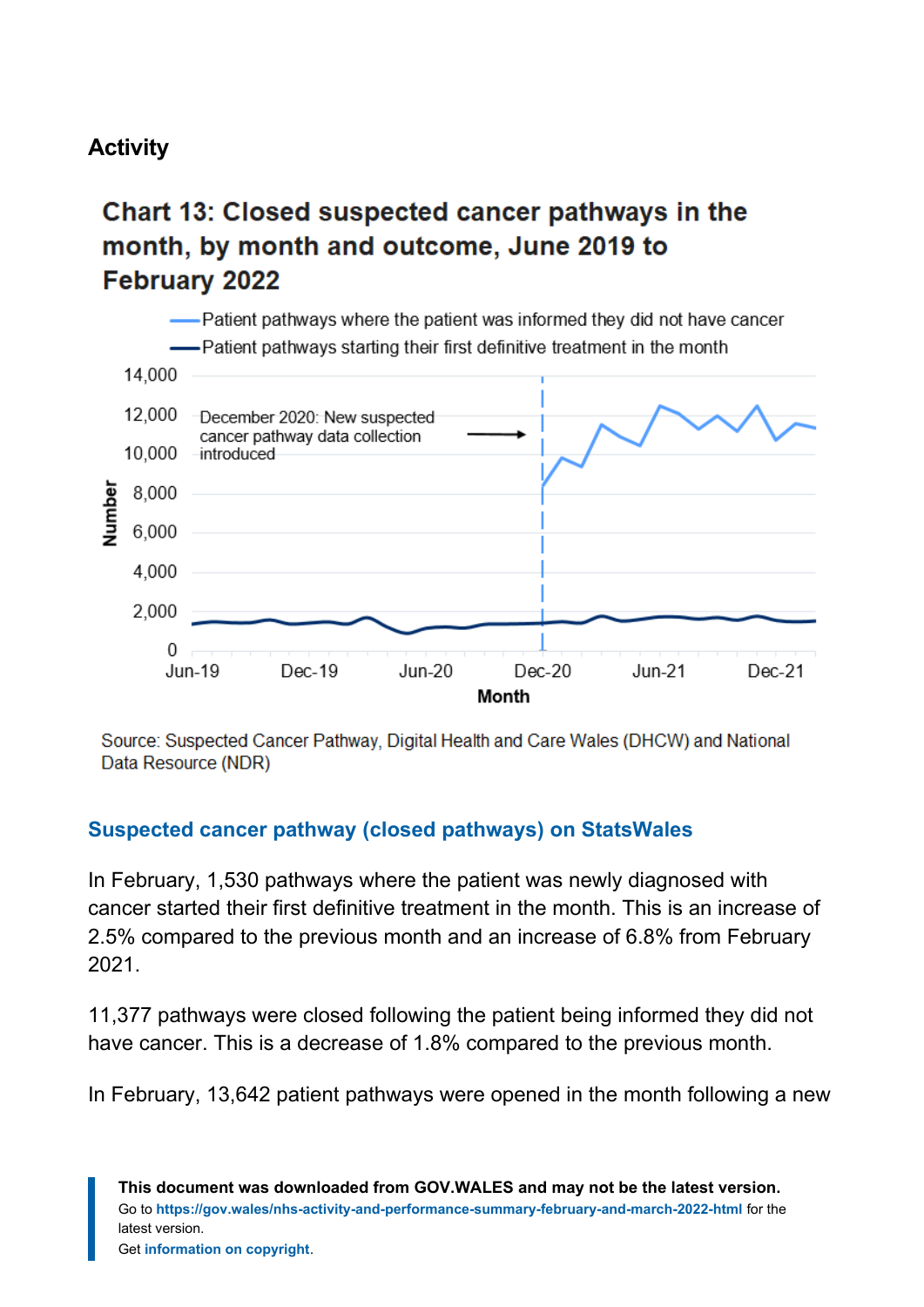## Activity

### Chart 13: Closed suspected cancer pathways in the month, by month and outcome, June 2019 to February 2022

Source: Suspected Cancer Pathway, Digital Health and Care Wales (DHCW) and National Data Resource (NDR)

**Suspected cancer pathway (closed pathways) on StatsWales**

In February, 1,530 pathways where the patient was newly diagnosed with cancer started their first definitive treatment in the month. This is an increase of 2.5% compared to the previous month and an increase of 6.8% from February 2021.

11,377 pathways were closed following the patient being informed they did not have cancer. This is a decrease of 1.8% compared to the previous month.

In February, 13,642 patient pathways were opened in the month following a new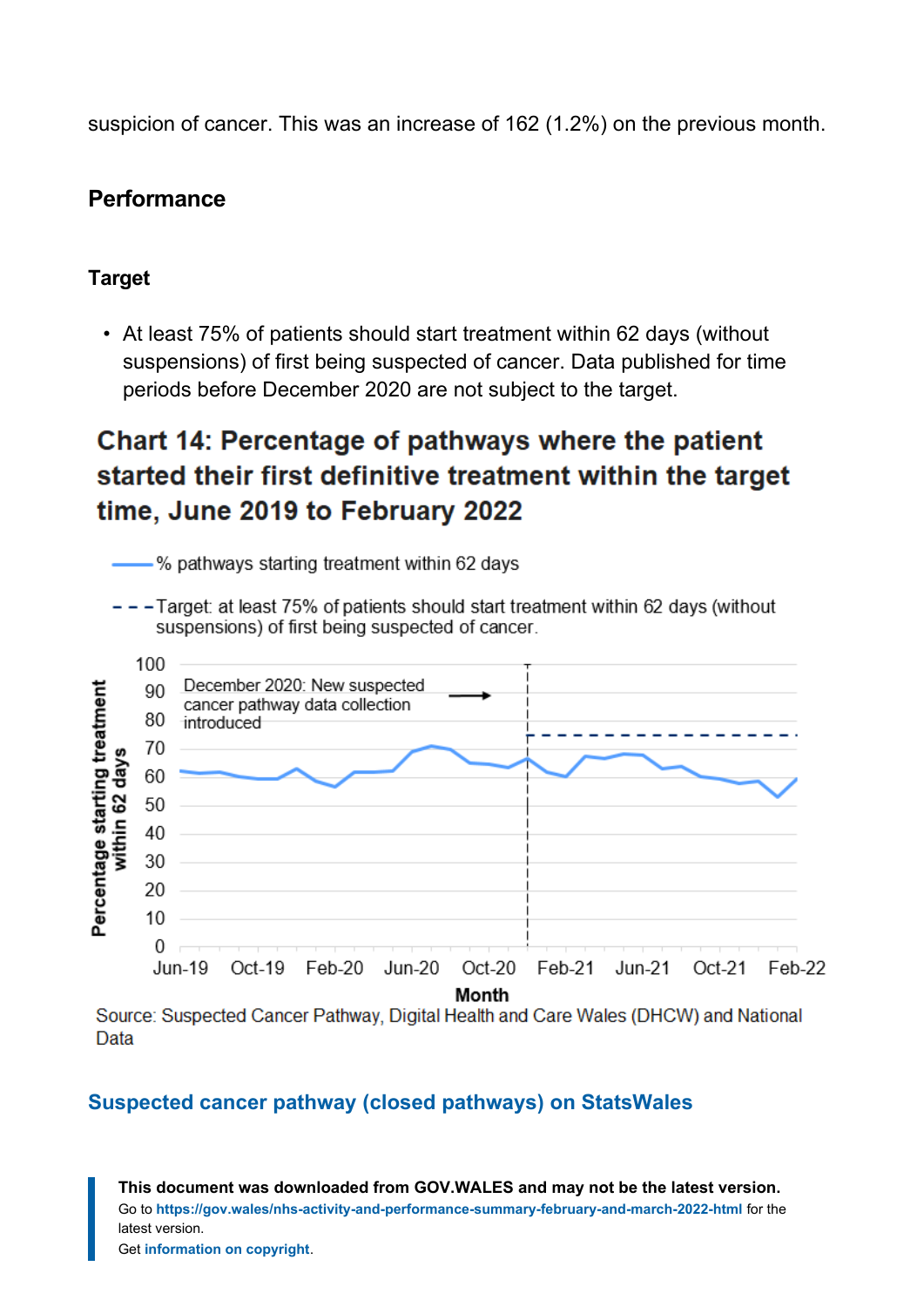suspicion of cancer. This was an increase of 162 (1.2%) on the previous month.

## Performance

### Target

- At least 75% of patients should start treatment within 62 days (without suspensions) of first being suspected of cancer. Data published for time periods before December 2020 are not subject to the target.

### Chart 14: Percentage of pathways where the patient started their first definitive treatment within the target time, June 2019 to February 2022

Source: Suspected Cancer Pathway, Digital Health and Care Wales (DHCW) and National Data

[Suspected cancer pathway (closed pathways) on StatsWales](#)

**This document was downloaded from GOV.WALES and may not be the latest version.**
Go to https://gov.wales/nhs-activity-and-performance-summary-february-and-march-2022-html for the latest version.
Get information on copyright.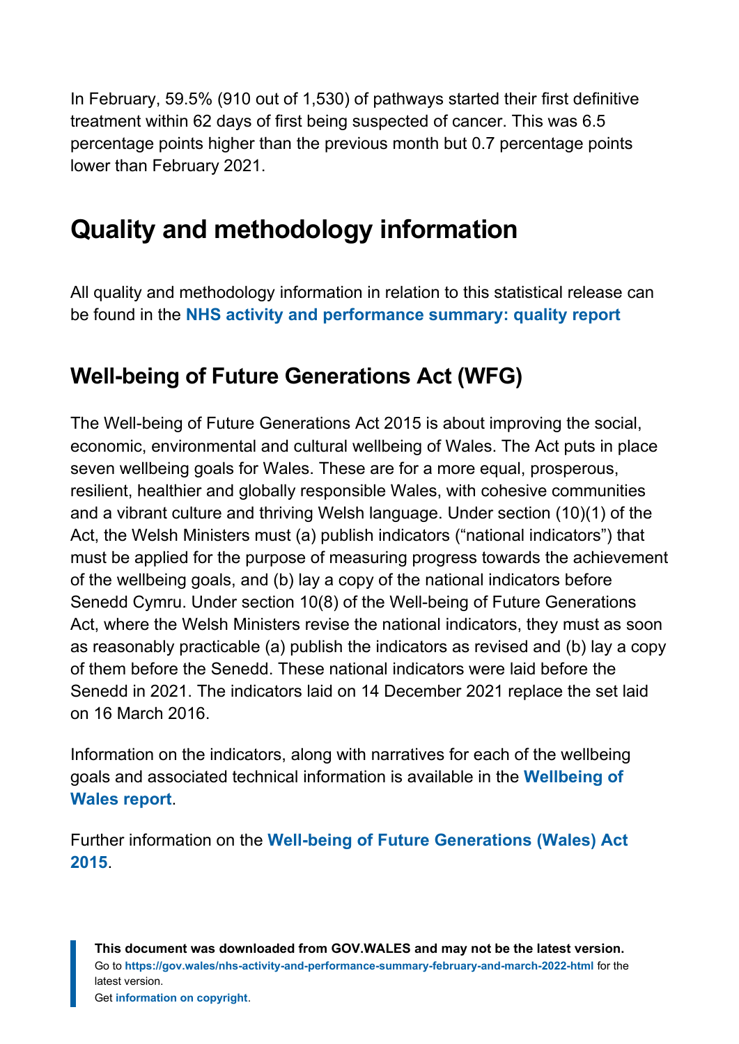In February, 59.5% (910 out of 1,530) of pathways started their first definitive treatment within 62 days of first being suspected of cancer. This was 6.5 percentage points higher than the previous month but 0.7 percentage points lower than February 2021.

# Quality and methodology information

All quality and methodology information in relation to this statistical release can be found in the **NHS activity and performance summary: quality report**

## Well-being of Future Generations Act (WFG)

The Well-being of Future Generations Act 2015 is about improving the social, economic, environmental and cultural wellbeing of Wales. The Act puts in place seven wellbeing goals for Wales. These are for a more equal, prosperous, resilient, healthier and globally responsible Wales, with cohesive communities and a vibrant culture and thriving Welsh language. Under section (10)(1) of the Act, the Welsh Ministers must (a) publish indicators ("national indicators") that must be applied for the purpose of measuring progress towards the achievement of the wellbeing goals, and (b) lay a copy of the national indicators before Senedd Cymru. Under section 10(8) of the Well-being of Future Generations Act, where the Welsh Ministers revise the national indicators, they must as soon as reasonably practicable (a) publish the indicators as revised and (b) lay a copy of them before the Senedd. These national indicators were laid before the Senedd in 2021. The indicators laid on 14 December 2021 replace the set laid on 16 March 2016.

Information on the indicators, along with narratives for each of the wellbeing goals and associated technical information is available in the **Wellbeing of Wales report**.

Further information on the **Well-being of Future Generations (Wales) Act 2015**.

**This document was downloaded from GOV.WALES and may not be the latest version.**
Go to **https://gov.wales/nhs-activity-and-performance-summary-february-and-march-2022-html** for the latest version.
Get **information on copyright**.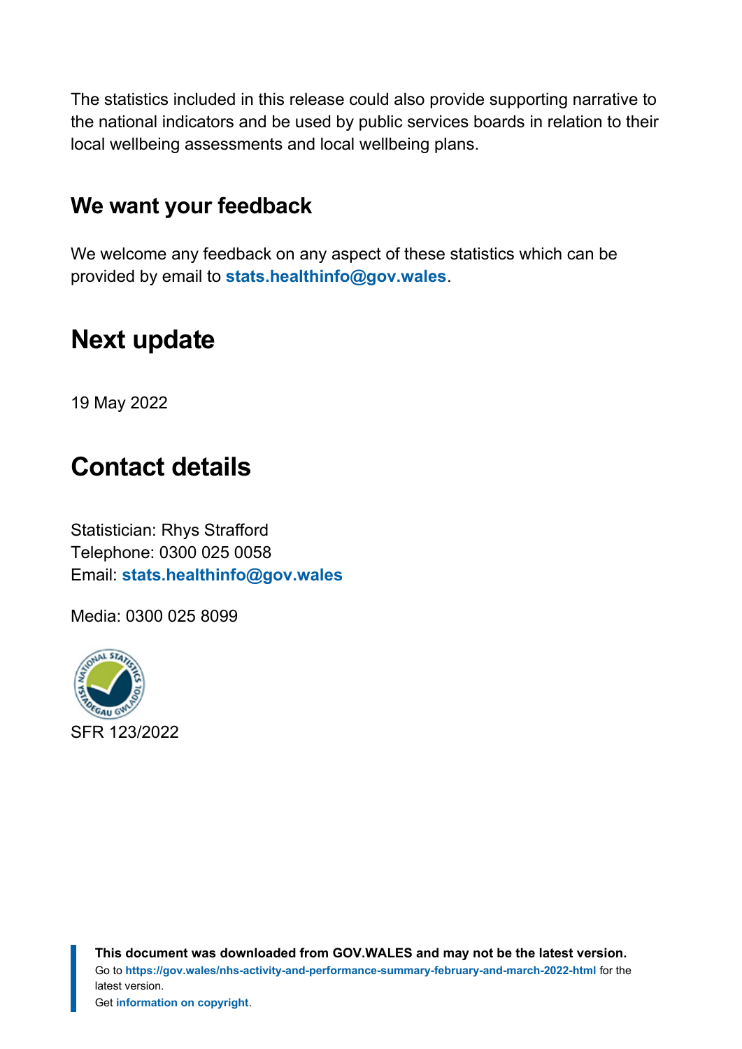The statistics included in this release could also provide supporting narrative to the national indicators and be used by public services boards in relation to their local wellbeing assessments and local wellbeing plans.

### We want your feedback

We welcome any feedback on any aspect of these statistics which can be provided by email to **stats.healthinfo@gov.wales**.

## Next update

19 May 2022

## Contact details

Statistician: Rhys Strafford
Telephone: 0300 025 0058
Email: **stats.healthinfo@gov.wales**

Media: 0300 025 8099

SFR 123/2022

**This document was downloaded from GOV.WALES and may not be the latest version.**
Go to **https://gov.wales/nhs-activity-and-performance-summary-february-and-march-2022-html** for the latest version.
Get **information on copyright**.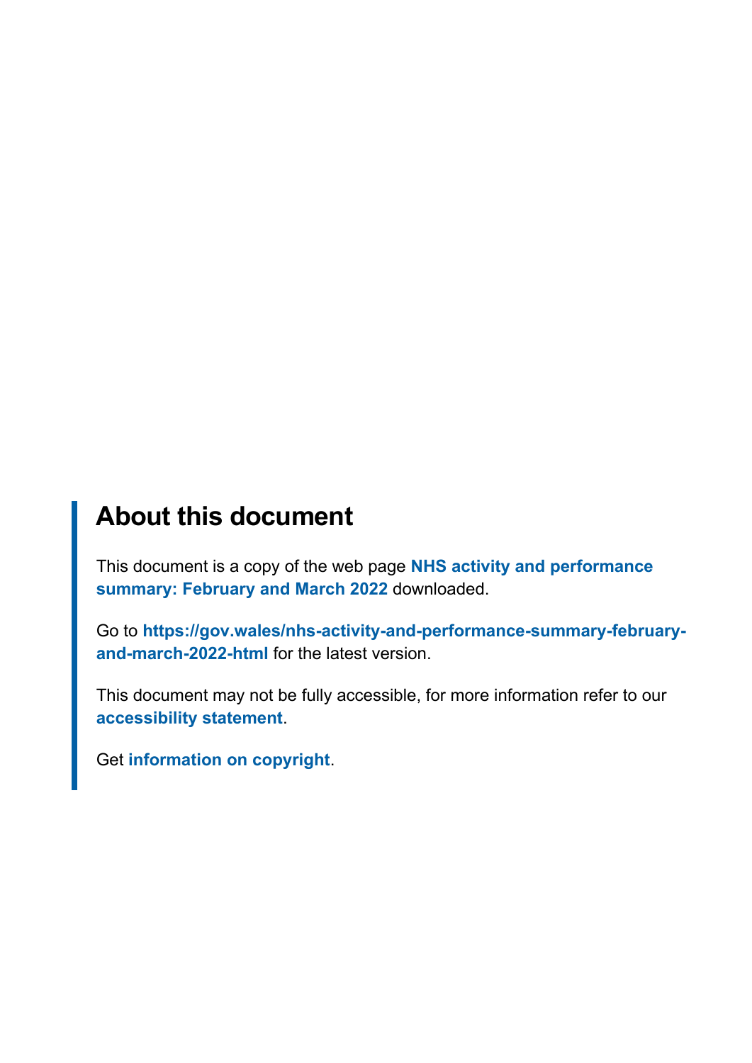## About this document

This document is a copy of the web page **NHS activity and performance summary: February and March 2022** downloaded.

Go to **https://gov.wales/nhs-activity-and-performance-summary-february-and-march-2022-html** for the latest version.

This document may not be fully accessible, for more information refer to our **accessibility statement**.

Get **information on copyright**.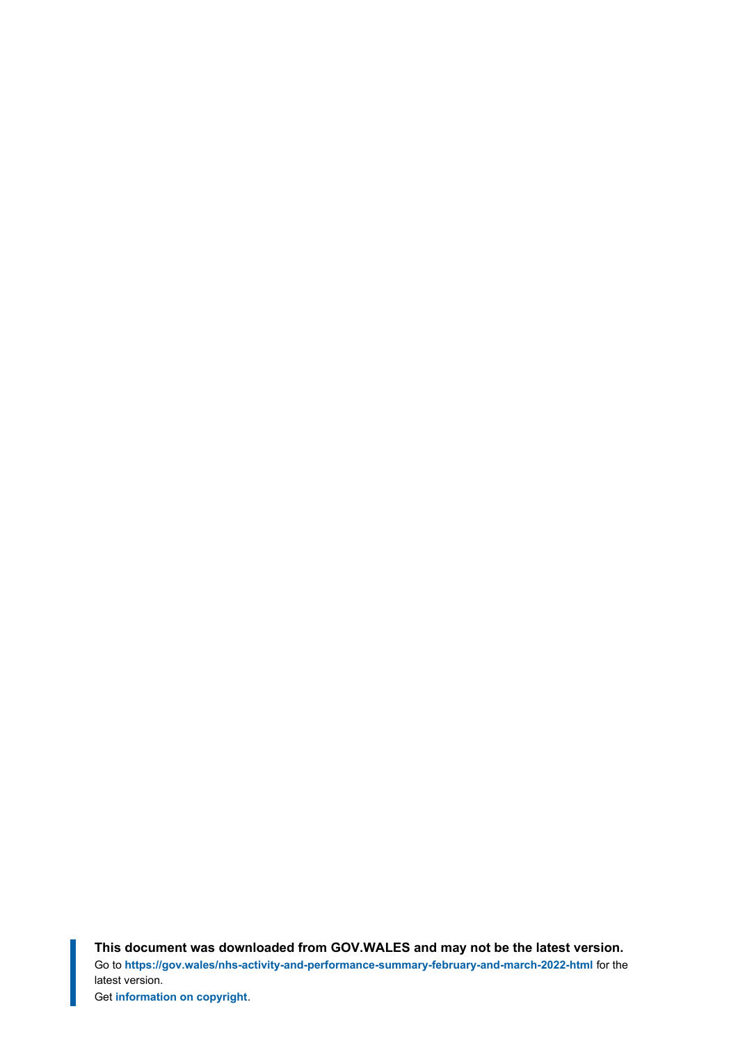**This document was downloaded from GOV.WALES and may not be the latest version.**

Go to **https://gov.wales/nhs-activity-and-performance-summary-february-and-march-2022-html** for the latest version.

Get **information on copyright**.